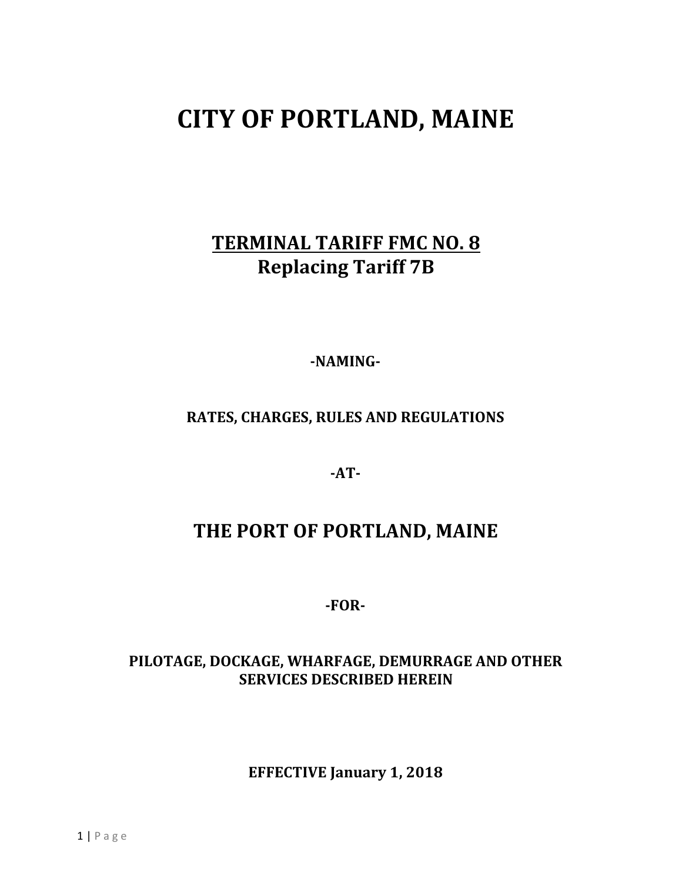# CITY OF PORTLAND, MAINE

## TERMINAL TARIFF FMC NO. 8
## Replacing Tariff 7B

**-NAMING-**

**RATES, CHARGES, RULES AND REGULATIONS**

**-AT-**

## THE PORT OF PORTLAND, MAINE

**-FOR-**

**PILOTAGE, DOCKAGE, WHARFAGE, DEMURRAGE AND OTHER SERVICES DESCRIBED HEREIN**

**EFFECTIVE January 1, 2018**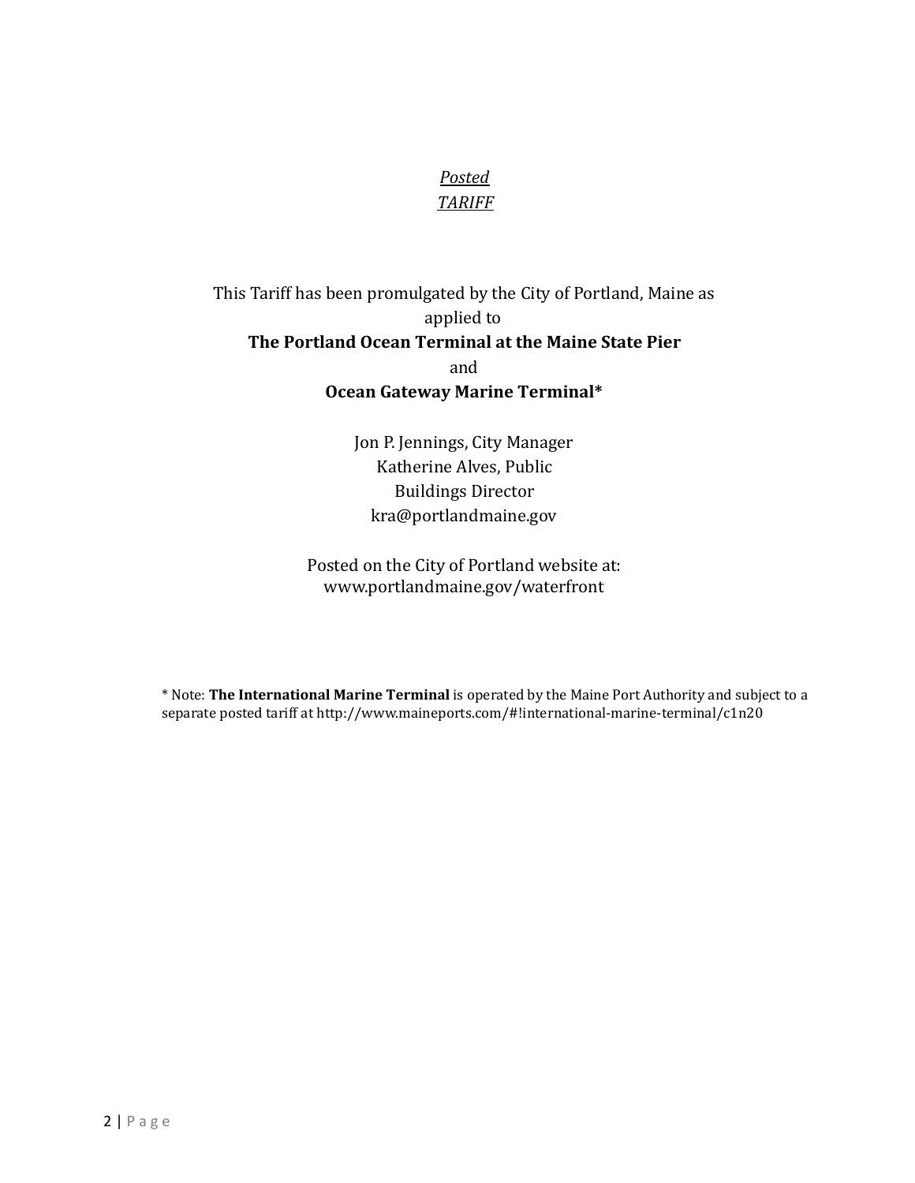*Posted*
*TARIFF*

This Tariff has been promulgated by the City of Portland, Maine as applied to

**The Portland Ocean Terminal at the Maine State Pier**

and

**Ocean Gateway Marine Terminal***

Jon P. Jennings, City Manager
Katherine Alves, Public Buildings Director
kra@portlandmaine.gov

Posted on the City of Portland website at:
www.portlandmaine.gov/waterfront

* Note: **The International Marine Terminal** is operated by the Maine Port Authority and subject to a separate posted tariff at http://www.maineports.com/#!international-marine-terminal/c1n20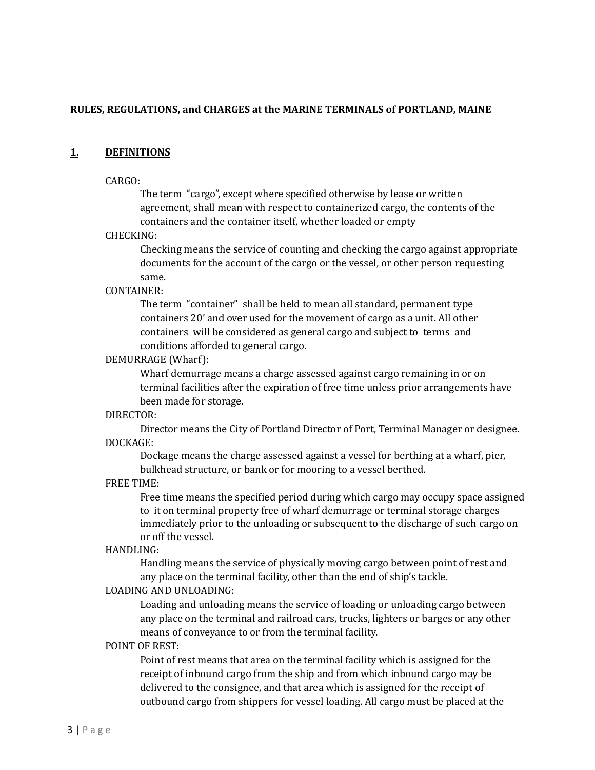**RULES, REGULATIONS, and CHARGES at the MARINE TERMINALS of PORTLAND, MAINE**

## 1. DEFINITIONS

CARGO:

The term "cargo", except where specified otherwise by lease or written agreement, shall mean with respect to containerized cargo, the contents of the containers and the container itself, whether loaded or empty

CHECKING:

Checking means the service of counting and checking the cargo against appropriate documents for the account of the cargo or the vessel, or other person requesting same.

CONTAINER:

The term "container" shall be held to mean all standard, permanent type containers 20' and over used for the movement of cargo as a unit. All other containers will be considered as general cargo and subject to terms and conditions afforded to general cargo.

DEMURRAGE (Wharf):

Wharf demurrage means a charge assessed against cargo remaining in or on terminal facilities after the expiration of free time unless prior arrangements have been made for storage.

DIRECTOR:

Director means the City of Portland Director of Port, Terminal Manager or designee.

DOCKAGE:

Dockage means the charge assessed against a vessel for berthing at a wharf, pier, bulkhead structure, or bank or for mooring to a vessel berthed.

FREE TIME:

Free time means the specified period during which cargo may occupy space assigned to it on terminal property free of wharf demurrage or terminal storage charges immediately prior to the unloading or subsequent to the discharge of such cargo on or off the vessel.

HANDLING:

Handling means the service of physically moving cargo between point of rest and any place on the terminal facility, other than the end of ship's tackle.

LOADING AND UNLOADING:

Loading and unloading means the service of loading or unloading cargo between any place on the terminal and railroad cars, trucks, lighters or barges or any other means of conveyance to or from the terminal facility.

POINT OF REST:

Point of rest means that area on the terminal facility which is assigned for the receipt of inbound cargo from the ship and from which inbound cargo may be delivered to the consignee, and that area which is assigned for the receipt of outbound cargo from shippers for vessel loading. All cargo must be placed at the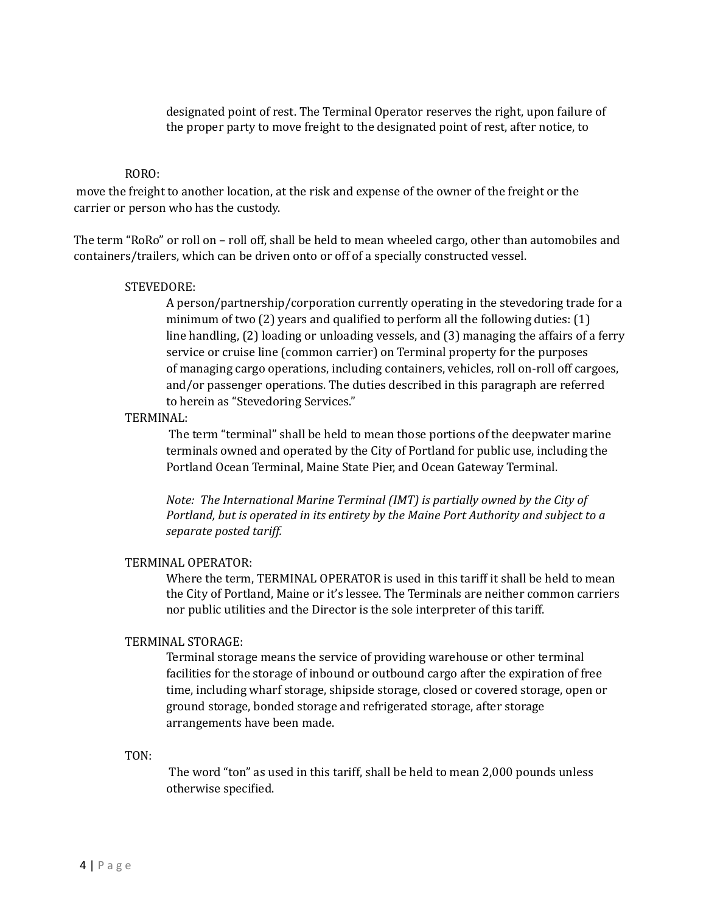designated point of rest. The Terminal Operator reserves the right, upon failure of the proper party to move freight to the designated point of rest, after notice, to

RORO:

move the freight to another location, at the risk and expense of the owner of the freight or the carrier or person who has the custody.

The term "RoRo" or roll on – roll off, shall be held to mean wheeled cargo, other than automobiles and containers/trailers, which can be driven onto or off of a specially constructed vessel.

STEVEDORE:

A person/partnership/corporation currently operating in the stevedoring trade for a minimum of two (2) years and qualified to perform all the following duties: (1) line handling, (2) loading or unloading vessels, and (3) managing the affairs of a ferry service or cruise line (common carrier) on Terminal property for the purposes of managing cargo operations, including containers, vehicles, roll on-roll off cargoes, and/or passenger operations. The duties described in this paragraph are referred to herein as "Stevedoring Services."

TERMINAL:

The term "terminal" shall be held to mean those portions of the deepwater marine terminals owned and operated by the City of Portland for public use, including the Portland Ocean Terminal, Maine State Pier, and Ocean Gateway Terminal.

*Note: The International Marine Terminal (IMT) is partially owned by the City of Portland, but is operated in its entirety by the Maine Port Authority and subject to a separate posted tariff.*

TERMINAL OPERATOR:

Where the term, TERMINAL OPERATOR is used in this tariff it shall be held to mean the City of Portland, Maine or it's lessee. The Terminals are neither common carriers nor public utilities and the Director is the sole interpreter of this tariff.

TERMINAL STORAGE:

Terminal storage means the service of providing warehouse or other terminal facilities for the storage of inbound or outbound cargo after the expiration of free time, including wharf storage, shipside storage, closed or covered storage, open or ground storage, bonded storage and refrigerated storage, after storage arrangements have been made.

TON:

The word "ton" as used in this tariff, shall be held to mean 2,000 pounds unless otherwise specified.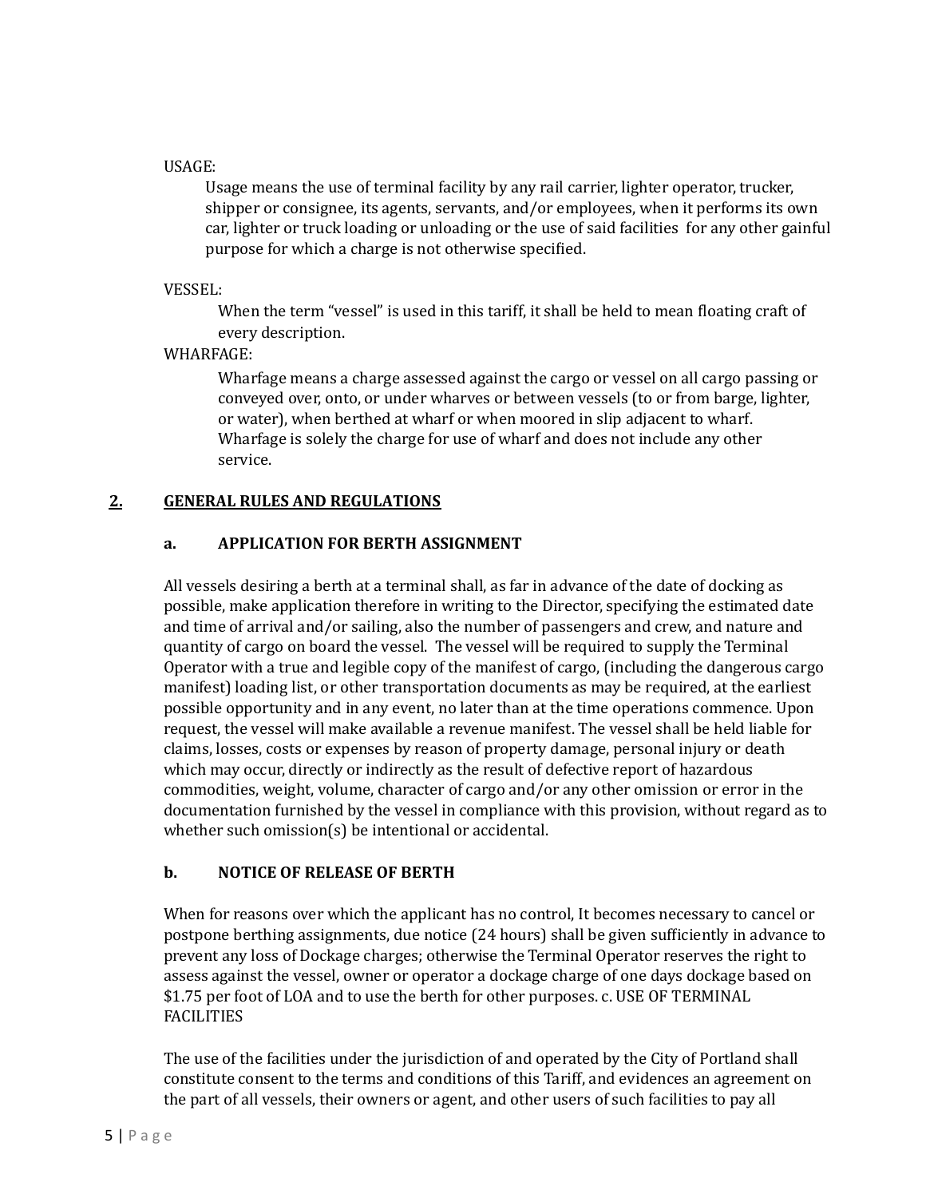USAGE:

Usage means the use of terminal facility by any rail carrier, lighter operator, trucker, shipper or consignee, its agents, servants, and/or employees, when it performs its own car, lighter or truck loading or unloading or the use of said facilities for any other gainful purpose for which a charge is not otherwise specified.

VESSEL:

When the term "vessel" is used in this tariff, it shall be held to mean floating craft of every description.

WHARFAGE:

Wharfage means a charge assessed against the cargo or vessel on all cargo passing or conveyed over, onto, or under wharves or between vessels (to or from barge, lighter, or water), when berthed at wharf or when moored in slip adjacent to wharf. Wharfage is solely the charge for use of wharf and does not include any other service.

## 2. GENERAL RULES AND REGULATIONS

### a. APPLICATION FOR BERTH ASSIGNMENT

All vessels desiring a berth at a terminal shall, as far in advance of the date of docking as possible, make application therefore in writing to the Director, specifying the estimated date and time of arrival and/or sailing, also the number of passengers and crew, and nature and quantity of cargo on board the vessel. The vessel will be required to supply the Terminal Operator with a true and legible copy of the manifest of cargo, (including the dangerous cargo manifest) loading list, or other transportation documents as may be required, at the earliest possible opportunity and in any event, no later than at the time operations commence. Upon request, the vessel will make available a revenue manifest. The vessel shall be held liable for claims, losses, costs or expenses by reason of property damage, personal injury or death which may occur, directly or indirectly as the result of defective report of hazardous commodities, weight, volume, character of cargo and/or any other omission or error in the documentation furnished by the vessel in compliance with this provision, without regard as to whether such omission(s) be intentional or accidental.

### b. NOTICE OF RELEASE OF BERTH

When for reasons over which the applicant has no control, It becomes necessary to cancel or postpone berthing assignments, due notice (24 hours) shall be given sufficiently in advance to prevent any loss of Dockage charges; otherwise the Terminal Operator reserves the right to assess against the vessel, owner or operator a dockage charge of one days dockage based on $1.75 per foot of LOA and to use the berth for other purposes. c. USE OF TERMINAL FACILITIES

The use of the facilities under the jurisdiction of and operated by the City of Portland shall constitute consent to the terms and conditions of this Tariff, and evidences an agreement on the part of all vessels, their owners or agent, and other users of such facilities to pay all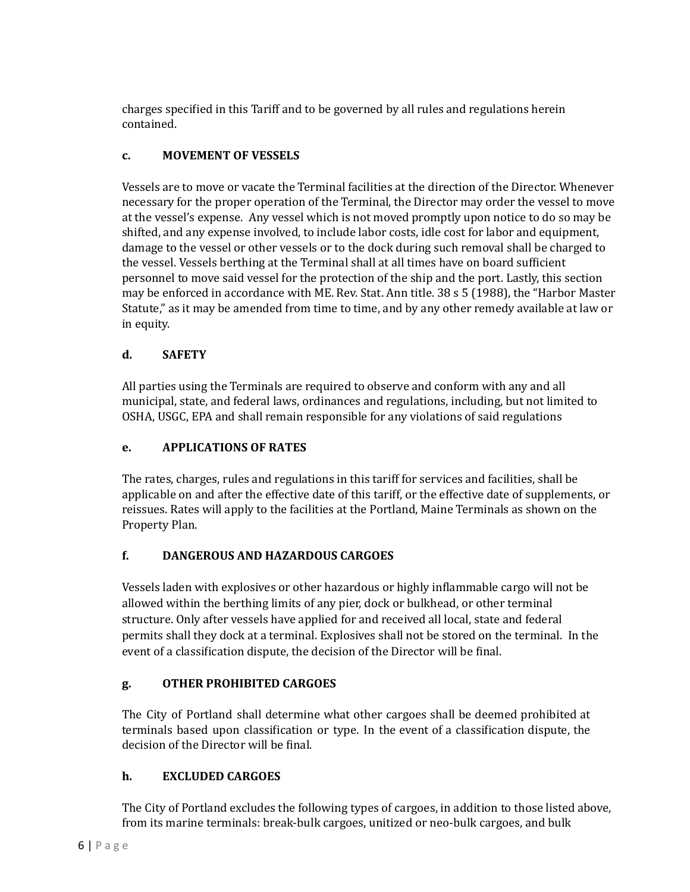charges specified in this Tariff and to be governed by all rules and regulations herein contained.

### c. MOVEMENT OF VESSELS

Vessels are to move or vacate the Terminal facilities at the direction of the Director. Whenever necessary for the proper operation of the Terminal, the Director may order the vessel to move at the vessel's expense. Any vessel which is not moved promptly upon notice to do so may be shifted, and any expense involved, to include labor costs, idle cost for labor and equipment, damage to the vessel or other vessels or to the dock during such removal shall be charged to the vessel. Vessels berthing at the Terminal shall at all times have on board sufficient personnel to move said vessel for the protection of the ship and the port. Lastly, this section may be enforced in accordance with ME. Rev. Stat. Ann title. 38 s 5 (1988), the "Harbor Master Statute," as it may be amended from time to time, and by any other remedy available at law or in equity.

### d. SAFETY

All parties using the Terminals are required to observe and conform with any and all municipal, state, and federal laws, ordinances and regulations, including, but not limited to OSHA, USGC, EPA and shall remain responsible for any violations of said regulations

### e. APPLICATIONS OF RATES

The rates, charges, rules and regulations in this tariff for services and facilities, shall be applicable on and after the effective date of this tariff, or the effective date of supplements, or reissues. Rates will apply to the facilities at the Portland, Maine Terminals as shown on the Property Plan.

### f. DANGEROUS AND HAZARDOUS CARGOES

Vessels laden with explosives or other hazardous or highly inflammable cargo will not be allowed within the berthing limits of any pier, dock or bulkhead, or other terminal structure. Only after vessels have applied for and received all local, state and federal permits shall they dock at a terminal. Explosives shall not be stored on the terminal. In the event of a classification dispute, the decision of the Director will be final.

### g. OTHER PROHIBITED CARGOES

The City of Portland shall determine what other cargoes shall be deemed prohibited at terminals based upon classification or type. In the event of a classification dispute, the decision of the Director will be final.

### h. EXCLUDED CARGOES

The City of Portland excludes the following types of cargoes, in addition to those listed above, from its marine terminals: break-bulk cargoes, unitized or neo-bulk cargoes, and bulk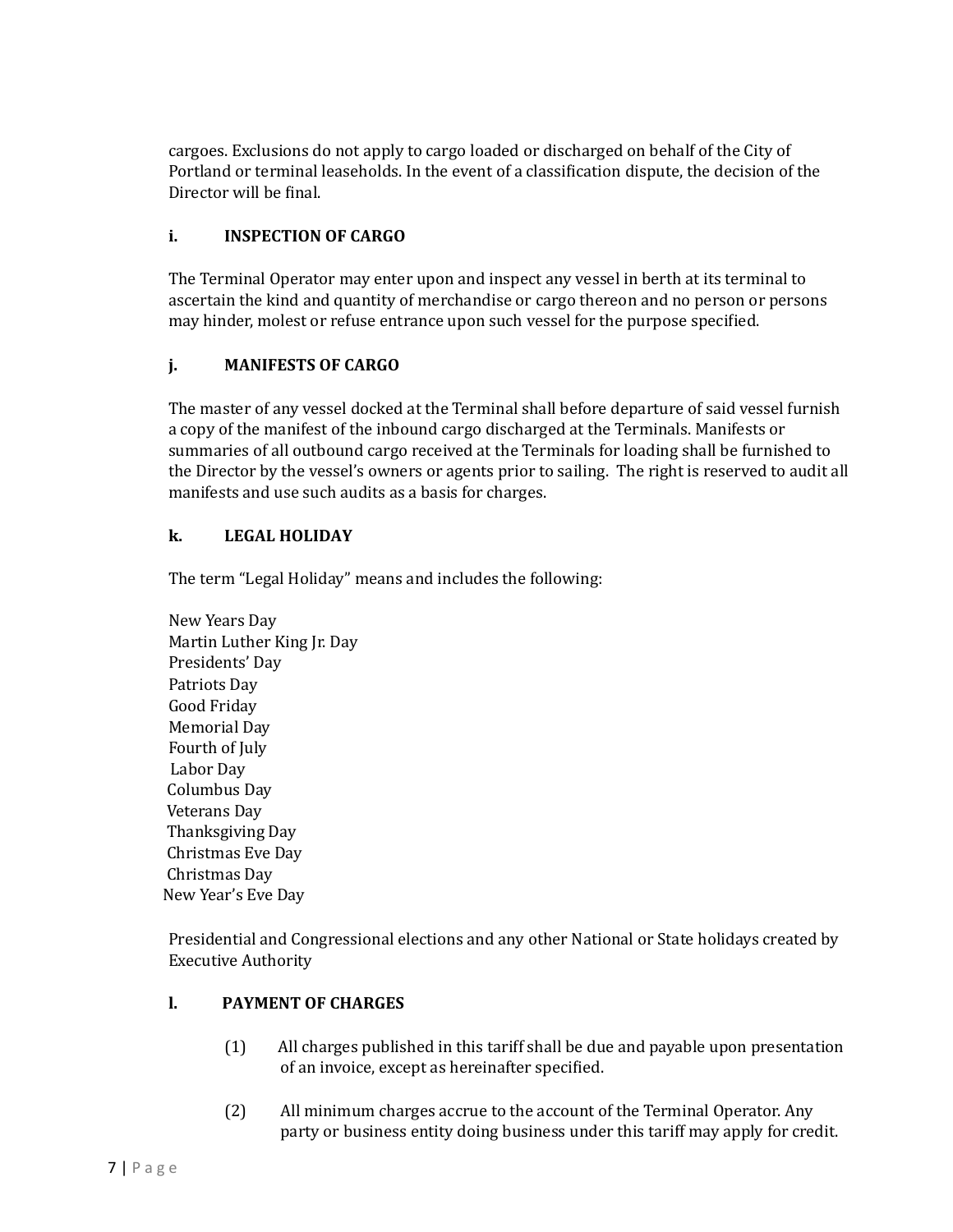cargoes. Exclusions do not apply to cargo loaded or discharged on behalf of the City of Portland or terminal leaseholds. In the event of a classification dispute, the decision of the Director will be final.

### i. INSPECTION OF CARGO

The Terminal Operator may enter upon and inspect any vessel in berth at its terminal to ascertain the kind and quantity of merchandise or cargo thereon and no person or persons may hinder, molest or refuse entrance upon such vessel for the purpose specified.

### j. MANIFESTS OF CARGO

The master of any vessel docked at the Terminal shall before departure of said vessel furnish a copy of the manifest of the inbound cargo discharged at the Terminals. Manifests or summaries of all outbound cargo received at the Terminals for loading shall be furnished to the Director by the vessel's owners or agents prior to sailing. The right is reserved to audit all manifests and use such audits as a basis for charges.

### k. LEGAL HOLIDAY

The term "Legal Holiday" means and includes the following:

New Years Day
Martin Luther King Jr. Day
Presidents' Day
Patriots Day
Good Friday
Memorial Day
Fourth of July
Labor Day
Columbus Day
Veterans Day
Thanksgiving Day
Christmas Eve Day
Christmas Day
New Year's Eve Day

Presidential and Congressional elections and any other National or State holidays created by Executive Authority

### l. PAYMENT OF CHARGES

(1) All charges published in this tariff shall be due and payable upon presentation of an invoice, except as hereinafter specified.

(2) All minimum charges accrue to the account of the Terminal Operator. Any party or business entity doing business under this tariff may apply for credit.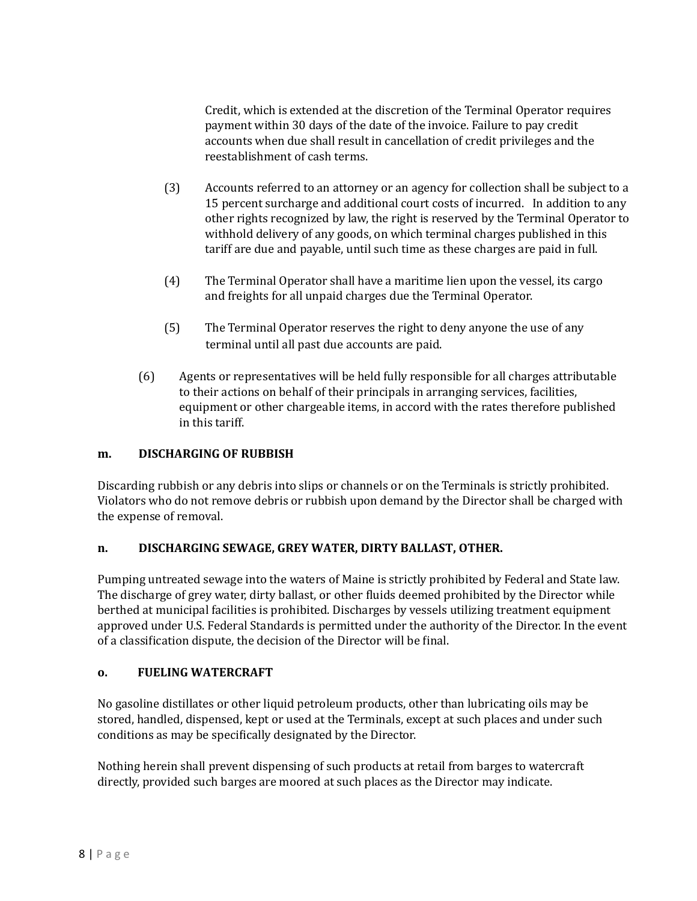Credit, which is extended at the discretion of the Terminal Operator requires payment within 30 days of the date of the invoice. Failure to pay credit accounts when due shall result in cancellation of credit privileges and the reestablishment of cash terms.

(3) Accounts referred to an attorney or an agency for collection shall be subject to a 15 percent surcharge and additional court costs of incurred. In addition to any other rights recognized by law, the right is reserved by the Terminal Operator to withhold delivery of any goods, on which terminal charges published in this tariff are due and payable, until such time as these charges are paid in full.

(4) The Terminal Operator shall have a maritime lien upon the vessel, its cargo and freights for all unpaid charges due the Terminal Operator.

(5) The Terminal Operator reserves the right to deny anyone the use of any terminal until all past due accounts are paid.

(6) Agents or representatives will be held fully responsible for all charges attributable to their actions on behalf of their principals in arranging services, facilities, equipment or other chargeable items, in accord with the rates therefore published in this tariff.

**m. DISCHARGING OF RUBBISH**

Discarding rubbish or any debris into slips or channels or on the Terminals is strictly prohibited. Violators who do not remove debris or rubbish upon demand by the Director shall be charged with the expense of removal.

**n. DISCHARGING SEWAGE, GREY WATER, DIRTY BALLAST, OTHER.**

Pumping untreated sewage into the waters of Maine is strictly prohibited by Federal and State law. The discharge of grey water, dirty ballast, or other fluids deemed prohibited by the Director while berthed at municipal facilities is prohibited. Discharges by vessels utilizing treatment equipment approved under U.S. Federal Standards is permitted under the authority of the Director. In the event of a classification dispute, the decision of the Director will be final.

**o. FUELING WATERCRAFT**

No gasoline distillates or other liquid petroleum products, other than lubricating oils may be stored, handled, dispensed, kept or used at the Terminals, except at such places and under such conditions as may be specifically designated by the Director.

Nothing herein shall prevent dispensing of such products at retail from barges to watercraft directly, provided such barges are moored at such places as the Director may indicate.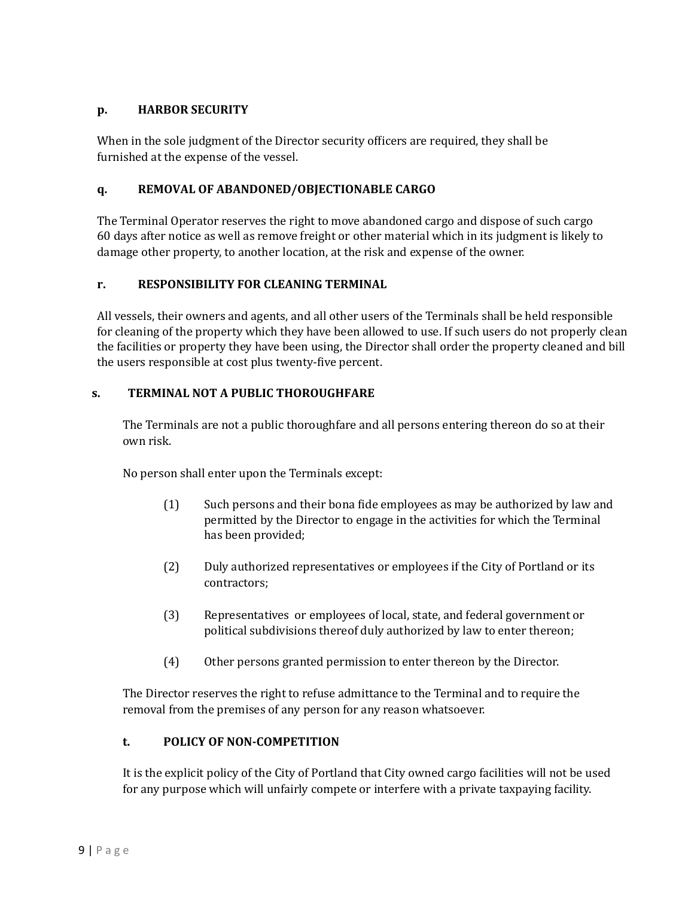**p. HARBOR SECURITY**

When in the sole judgment of the Director security officers are required, they shall be furnished at the expense of the vessel.

**q. REMOVAL OF ABANDONED/OBJECTIONABLE CARGO**

The Terminal Operator reserves the right to move abandoned cargo and dispose of such cargo 60 days after notice as well as remove freight or other material which in its judgment is likely to damage other property, to another location, at the risk and expense of the owner.

**r. RESPONSIBILITY FOR CLEANING TERMINAL**

All vessels, their owners and agents, and all other users of the Terminals shall be held responsible for cleaning of the property which they have been allowed to use. If such users do not properly clean the facilities or property they have been using, the Director shall order the property cleaned and bill the users responsible at cost plus twenty-five percent.

**s. TERMINAL NOT A PUBLIC THOROUGHFARE**

The Terminals are not a public thoroughfare and all persons entering thereon do so at their own risk.

No person shall enter upon the Terminals except:

(1) Such persons and their bona fide employees as may be authorized by law and permitted by the Director to engage in the activities for which the Terminal has been provided;

(2) Duly authorized representatives or employees if the City of Portland or its contractors;

(3) Representatives or employees of local, state, and federal government or political subdivisions thereof duly authorized by law to enter thereon;

(4) Other persons granted permission to enter thereon by the Director.

The Director reserves the right to refuse admittance to the Terminal and to require the removal from the premises of any person for any reason whatsoever.

**t. POLICY OF NON-COMPETITION**

It is the explicit policy of the City of Portland that City owned cargo facilities will not be used for any purpose which will unfairly compete or interfere with a private taxpaying facility.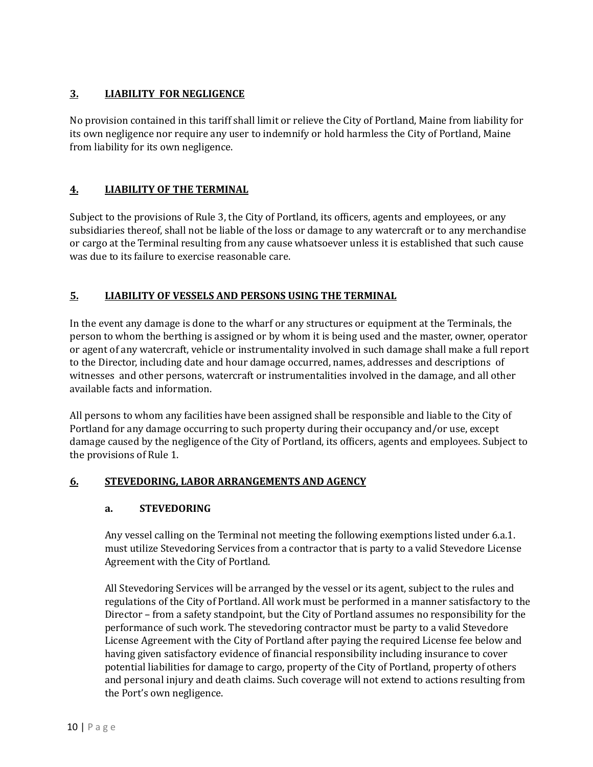## 3. LIABILITY FOR NEGLIGENCE

No provision contained in this tariff shall limit or relieve the City of Portland, Maine from liability for its own negligence nor require any user to indemnify or hold harmless the City of Portland, Maine from liability for its own negligence.

## 4. LIABILITY OF THE TERMINAL

Subject to the provisions of Rule 3, the City of Portland, its officers, agents and employees, or any subsidiaries thereof, shall not be liable of the loss or damage to any watercraft or to any merchandise or cargo at the Terminal resulting from any cause whatsoever unless it is established that such cause was due to its failure to exercise reasonable care.

## 5. LIABILITY OF VESSELS AND PERSONS USING THE TERMINAL

In the event any damage is done to the wharf or any structures or equipment at the Terminals, the person to whom the berthing is assigned or by whom it is being used and the master, owner, operator or agent of any watercraft, vehicle or instrumentality involved in such damage shall make a full report to the Director, including date and hour damage occurred, names, addresses and descriptions of witnesses and other persons, watercraft or instrumentalities involved in the damage, and all other available facts and information.

All persons to whom any facilities have been assigned shall be responsible and liable to the City of Portland for any damage occurring to such property during their occupancy and/or use, except damage caused by the negligence of the City of Portland, its officers, agents and employees. Subject to the provisions of Rule 1.

## 6. STEVEDORING, LABOR ARRANGEMENTS AND AGENCY

### a. STEVEDORING

Any vessel calling on the Terminal not meeting the following exemptions listed under 6.a.1. must utilize Stevedoring Services from a contractor that is party to a valid Stevedore License Agreement with the City of Portland.

All Stevedoring Services will be arranged by the vessel or its agent, subject to the rules and regulations of the City of Portland. All work must be performed in a manner satisfactory to the Director – from a safety standpoint, but the City of Portland assumes no responsibility for the performance of such work. The stevedoring contractor must be party to a valid Stevedore License Agreement with the City of Portland after paying the required License fee below and having given satisfactory evidence of financial responsibility including insurance to cover potential liabilities for damage to cargo, property of the City of Portland, property of others and personal injury and death claims. Such coverage will not extend to actions resulting from the Port's own negligence.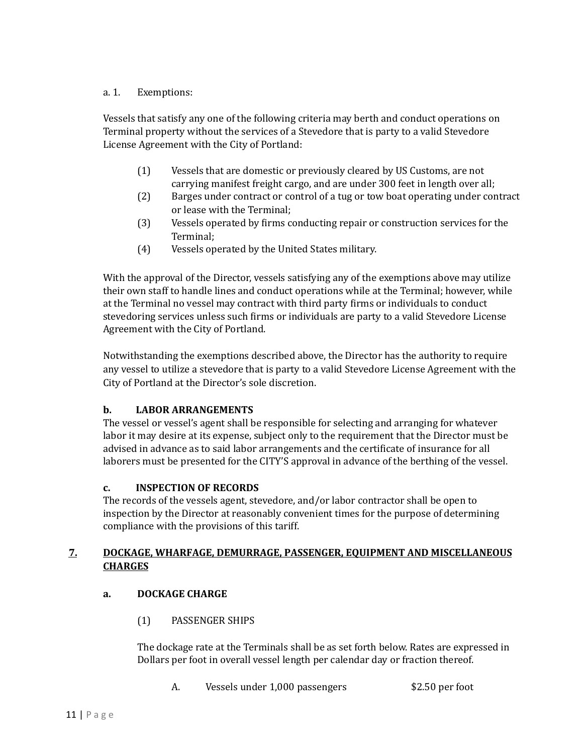a. 1. Exemptions:

Vessels that satisfy any one of the following criteria may berth and conduct operations on Terminal property without the services of a Stevedore that is party to a valid Stevedore License Agreement with the City of Portland:

(1) Vessels that are domestic or previously cleared by US Customs, are not carrying manifest freight cargo, and are under 300 feet in length over all;
(2) Barges under contract or control of a tug or tow boat operating under contract or lease with the Terminal;
(3) Vessels operated by firms conducting repair or construction services for the Terminal;
(4) Vessels operated by the United States military.

With the approval of the Director, vessels satisfying any of the exemptions above may utilize their own staff to handle lines and conduct operations while at the Terminal; however, while at the Terminal no vessel may contract with third party firms or individuals to conduct stevedoring services unless such firms or individuals are party to a valid Stevedore License Agreement with the City of Portland.

Notwithstanding the exemptions described above, the Director has the authority to require any vessel to utilize a stevedore that is party to a valid Stevedore License Agreement with the City of Portland at the Director's sole discretion.

**b. LABOR ARRANGEMENTS**

The vessel or vessel's agent shall be responsible for selecting and arranging for whatever labor it may desire at its expense, subject only to the requirement that the Director must be advised in advance as to said labor arrangements and the certificate of insurance for all laborers must be presented for the CITY'S approval in advance of the berthing of the vessel.

**c. INSPECTION OF RECORDS**

The records of the vessels agent, stevedore, and/or labor contractor shall be open to inspection by the Director at reasonably convenient times for the purpose of determining compliance with the provisions of this tariff.

## 7. DOCKAGE, WHARFAGE, DEMURRAGE, PASSENGER, EQUIPMENT AND MISCELLANEOUS CHARGES

**a. DOCKAGE CHARGE**

(1) PASSENGER SHIPS

The dockage rate at the Terminals shall be as set forth below. Rates are expressed in Dollars per foot in overall vessel length per calendar day or fraction thereof.

A. Vessels under 1,000 passengers $2.50 per foot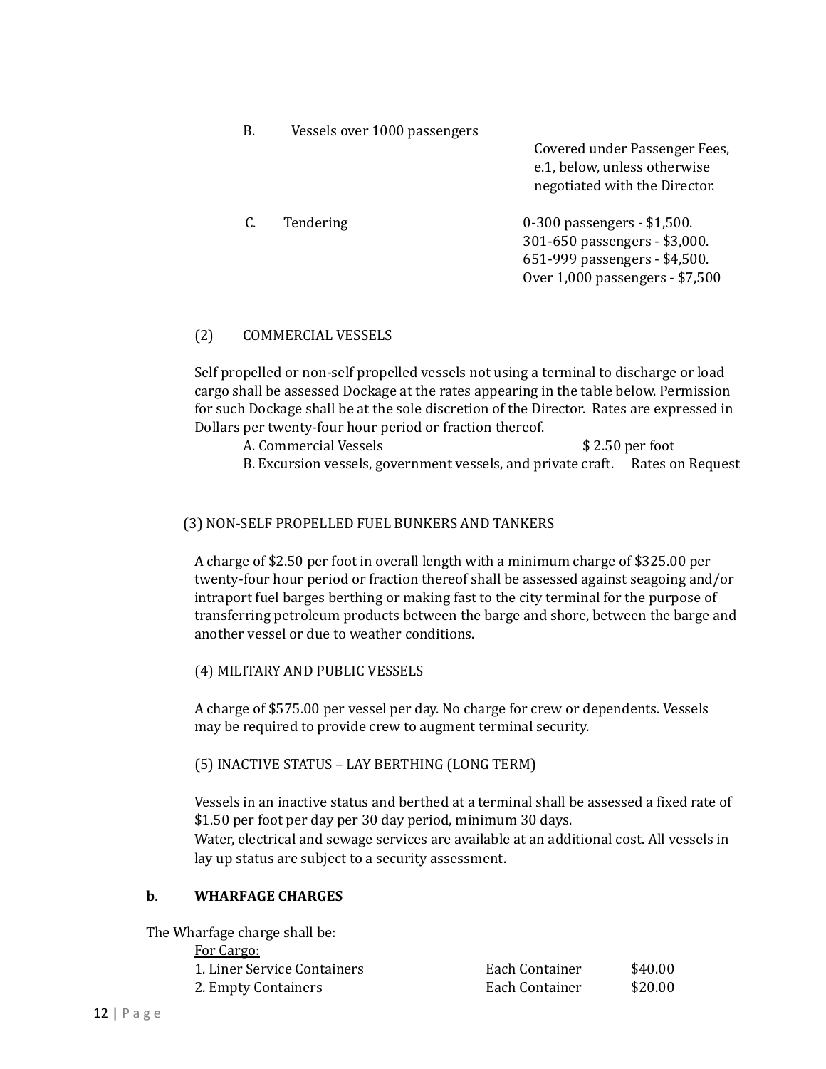B. Vessels over 1000 passengers — Covered under Passenger Fees, e.1, below, unless otherwise negotiated with the Director.

C. Tendering
- 0-300 passengers - $1,500.
- 301-650 passengers - $3,000.
- 651-999 passengers - $4,500.
- Over 1,000 passengers - $7,500

(2) COMMERCIAL VESSELS

Self propelled or non-self propelled vessels not using a terminal to discharge or load cargo shall be assessed Dockage at the rates appearing in the table below. Permission for such Dockage shall be at the sole discretion of the Director. Rates are expressed in Dollars per twenty-four hour period or fraction thereof.

| | |
|---|---|
| A. Commercial Vessels | $ 2.50 per foot |
| B. Excursion vessels, government vessels, and private craft. | Rates on Request |

(3) NON-SELF PROPELLED FUEL BUNKERS AND TANKERS

A charge of $2.50 per foot in overall length with a minimum charge of $325.00 per twenty-four hour period or fraction thereof shall be assessed against seagoing and/or intraport fuel barges berthing or making fast to the city terminal for the purpose of transferring petroleum products between the barge and shore, between the barge and another vessel or due to weather conditions.

(4) MILITARY AND PUBLIC VESSELS

A charge of $575.00 per vessel per day. No charge for crew or dependents. Vessels may be required to provide crew to augment terminal security.

(5) INACTIVE STATUS – LAY BERTHING (LONG TERM)

Vessels in an inactive status and berthed at a terminal shall be assessed a fixed rate of $1.50 per foot per day per 30 day period, minimum 30 days.
Water, electrical and sewage services are available at an additional cost. All vessels in lay up status are subject to a security assessment.

**b. WHARFAGE CHARGES**

The Wharfage charge shall be:

For Cargo:

| | | |
|---|---|---|
| 1. Liner Service Containers | Each Container | $40.00 |
| 2. Empty Containers | Each Container | $20.00 |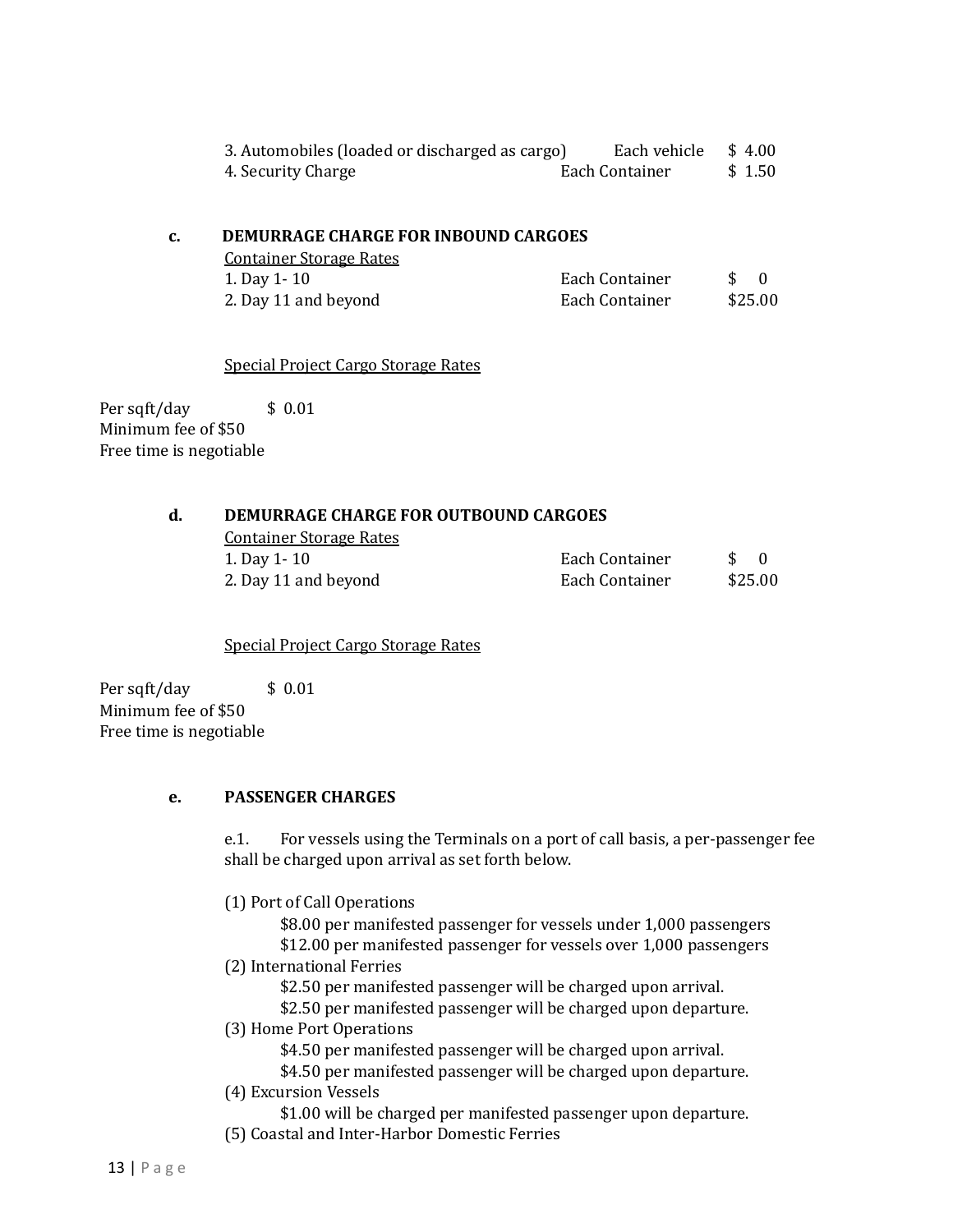| | | |
|---|---|---|
| 3. Automobiles (loaded or discharged as cargo) | Each vehicle | $ 4.00 |
| 4. Security Charge | Each Container | $ 1.50 |

**c. DEMURRAGE CHARGE FOR INBOUND CARGOES**

Container Storage Rates

| | | |
|---|---|---|
| 1. Day 1- 10 | Each Container | $ 0 |
| 2. Day 11 and beyond | Each Container | $25.00 |

Special Project Cargo Storage Rates

Per sqft/day $ 0.01
Minimum fee of $50
Free time is negotiable

**d. DEMURRAGE CHARGE FOR OUTBOUND CARGOES**

Container Storage Rates

| | | |
|---|---|---|
| 1. Day 1- 10 | Each Container | $ 0 |
| 2. Day 11 and beyond | Each Container | $25.00 |

Special Project Cargo Storage Rates

Per sqft/day $ 0.01
Minimum fee of $50
Free time is negotiable

**e. PASSENGER CHARGES**

e.1. For vessels using the Terminals on a port of call basis, a per-passenger fee shall be charged upon arrival as set forth below.

(1) Port of Call Operations
- $8.00 per manifested passenger for vessels under 1,000 passengers
- $12.00 per manifested passenger for vessels over 1,000 passengers

(2) International Ferries
- $2.50 per manifested passenger will be charged upon arrival.
- $2.50 per manifested passenger will be charged upon departure.

(3) Home Port Operations
- $4.50 per manifested passenger will be charged upon arrival.
- $4.50 per manifested passenger will be charged upon departure.

(4) Excursion Vessels
- $1.00 will be charged per manifested passenger upon departure.

(5) Coastal and Inter-Harbor Domestic Ferries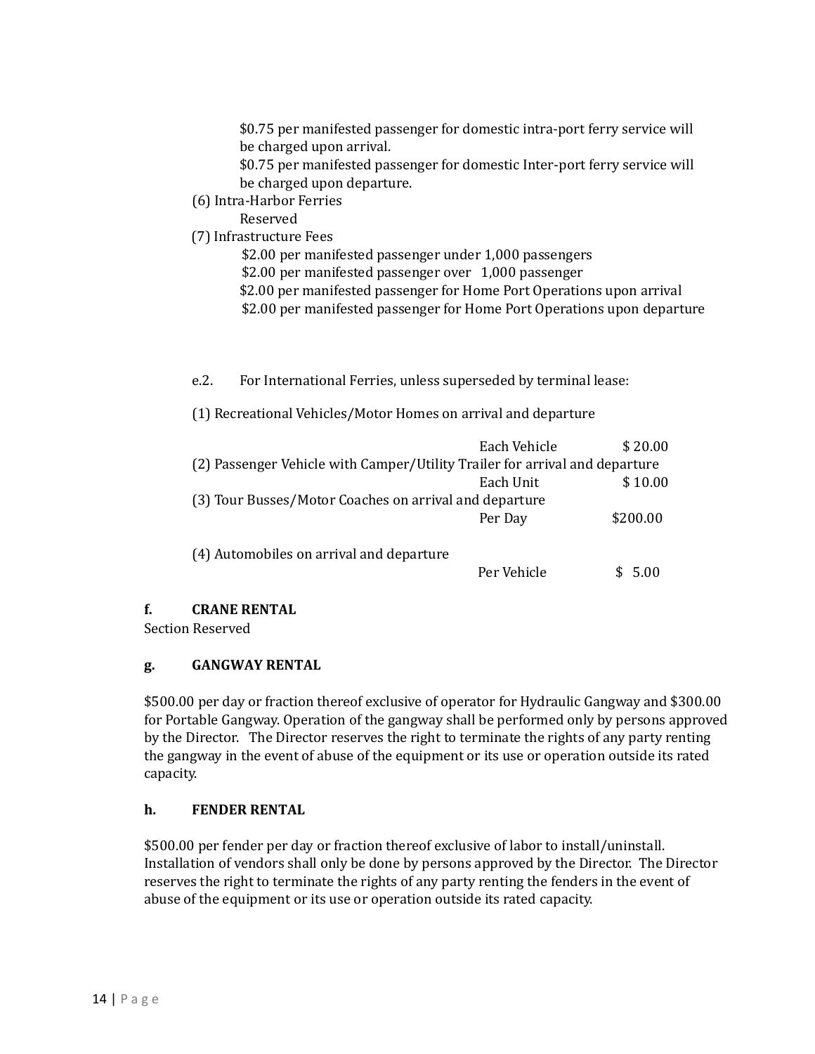$0.75 per manifested passenger for domestic intra-port ferry service will be charged upon arrival.
$0.75 per manifested passenger for domestic Inter-port ferry service will be charged upon departure.

(6) Intra-Harbor Ferries
Reserved

(7) Infrastructure Fees
$2.00 per manifested passenger under 1,000 passengers
$2.00 per manifested passenger over 1,000 passenger
$2.00 per manifested passenger for Home Port Operations upon arrival
$2.00 per manifested passenger for Home Port Operations upon departure

e.2. For International Ferries, unless superseded by terminal lease:

| | | |
|---|---|---|
| (1) Recreational Vehicles/Motor Homes on arrival and departure | Each Vehicle | $ 20.00 |
| (2) Passenger Vehicle with Camper/Utility Trailer for arrival and departure | Each Unit | $ 10.00 |
| (3) Tour Busses/Motor Coaches on arrival and departure | Per Day | $200.00 |
| (4) Automobiles on arrival and departure | Per Vehicle | $ 5.00 |

### f. CRANE RENTAL

Section Reserved

### g. GANGWAY RENTAL

$500.00 per day or fraction thereof exclusive of operator for Hydraulic Gangway and $300.00 for Portable Gangway. Operation of the gangway shall be performed only by persons approved by the Director. The Director reserves the right to terminate the rights of any party renting the gangway in the event of abuse of the equipment or its use or operation outside its rated capacity.

### h. FENDER RENTAL

$500.00 per fender per day or fraction thereof exclusive of labor to install/uninstall. Installation of vendors shall only be done by persons approved by the Director. The Director reserves the right to terminate the rights of any party renting the fenders in the event of abuse of the equipment or its use or operation outside its rated capacity.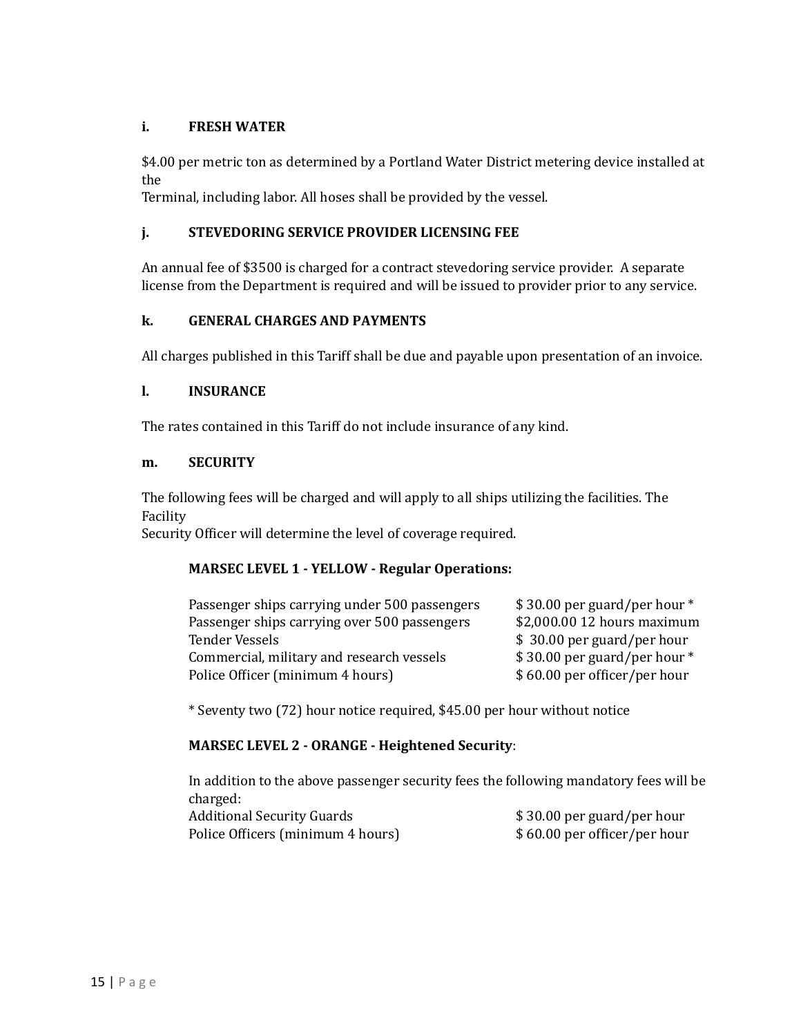### i. FRESH WATER

$4.00 per metric ton as determined by a Portland Water District metering device installed at the Terminal, including labor. All hoses shall be provided by the vessel.

### j. STEVEDORING SERVICE PROVIDER LICENSING FEE

An annual fee of $3500 is charged for a contract stevedoring service provider. A separate license from the Department is required and will be issued to provider prior to any service.

### k. GENERAL CHARGES AND PAYMENTS

All charges published in this Tariff shall be due and payable upon presentation of an invoice.

### l. INSURANCE

The rates contained in this Tariff do not include insurance of any kind.

### m. SECURITY

The following fees will be charged and will apply to all ships utilizing the facilities. The Facility Security Officer will determine the level of coverage required.

**MARSEC LEVEL 1 - YELLOW - Regular Operations:**

| | |
|---|---|
| Passenger ships carrying under 500 passengers | $ 30.00 per guard/per hour * |
| Passenger ships carrying over 500 passengers | $2,000.00 12 hours maximum |
| Tender Vessels | $ 30.00 per guard/per hour |
| Commercial, military and research vessels | $ 30.00 per guard/per hour * |
| Police Officer (minimum 4 hours) | $ 60.00 per officer/per hour |

* Seventy two (72) hour notice required, $45.00 per hour without notice

**MARSEC LEVEL 2 - ORANGE - Heightened Security**:

In addition to the above passenger security fees the following mandatory fees will be charged:

| | |
|---|---|
| Additional Security Guards | $ 30.00 per guard/per hour |
| Police Officers (minimum 4 hours) | $ 60.00 per officer/per hour |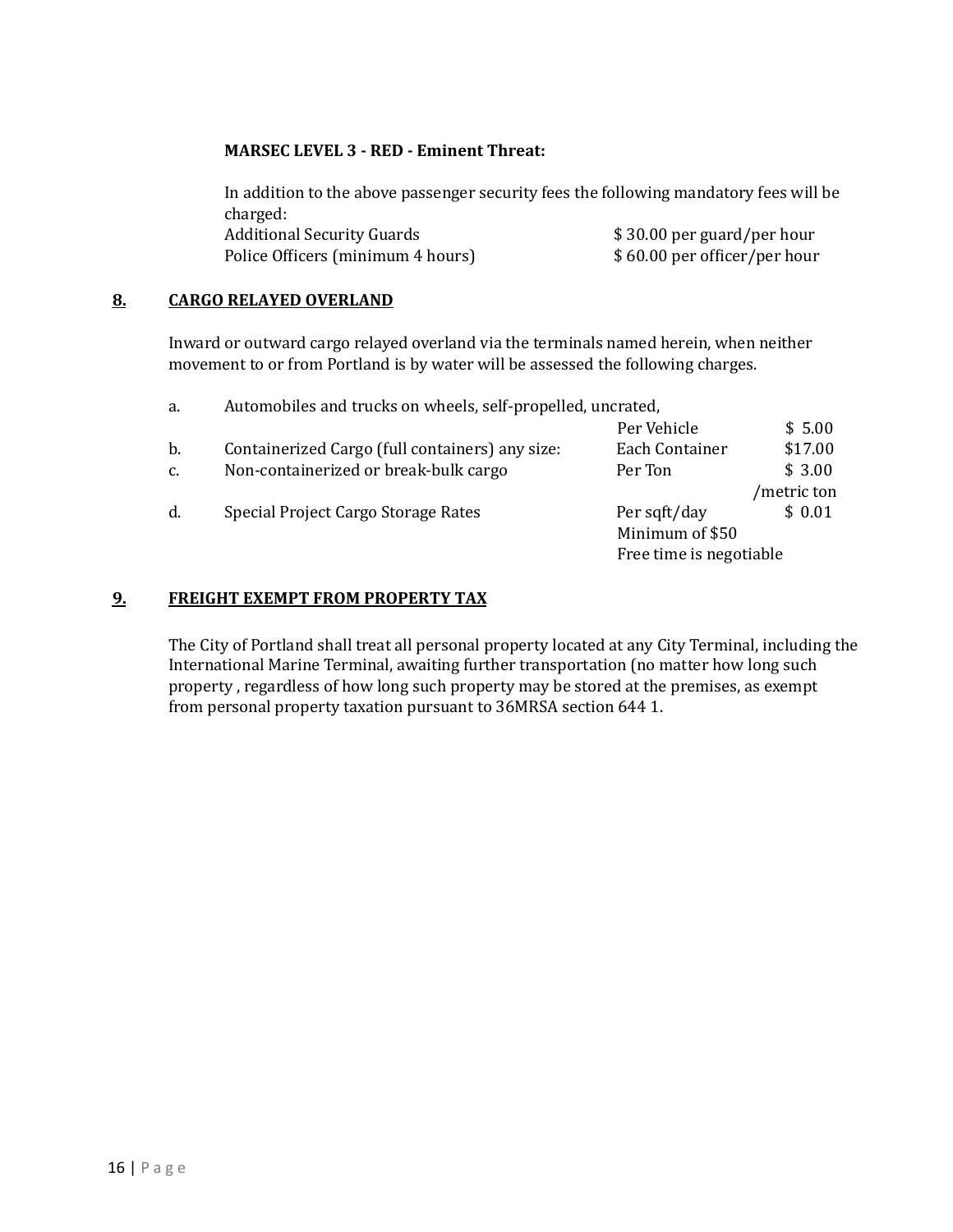**MARSEC LEVEL 3 - RED - Eminent Threat:**

In addition to the above passenger security fees the following mandatory fees will be charged:

| | |
|---|---|
| Additional Security Guards | $ 30.00 per guard/per hour |
| Police Officers (minimum 4 hours) | $ 60.00 per officer/per hour |

## 8. CARGO RELAYED OVERLAND

Inward or outward cargo relayed overland via the terminals named herein, when neither movement to or from Portland is by water will be assessed the following charges.

| | | | |
|---|---|---|---|
| a. | Automobiles and trucks on wheels, self-propelled, uncrated, | Per Vehicle | $ 5.00 |
| b. | Containerized Cargo (full containers) any size: | Each Container | $17.00 |
| c. | Non-containerized or break-bulk cargo | Per Ton | $ 3.00 /metric ton |
| d. | Special Project Cargo Storage Rates | Per sqft/day Minimum of $50 Free time is negotiable | $ 0.01 |

## 9. FREIGHT EXEMPT FROM PROPERTY TAX

The City of Portland shall treat all personal property located at any City Terminal, including the International Marine Terminal, awaiting further transportation (no matter how long such property , regardless of how long such property may be stored at the premises, as exempt from personal property taxation pursuant to 36MRSA section 644 1.